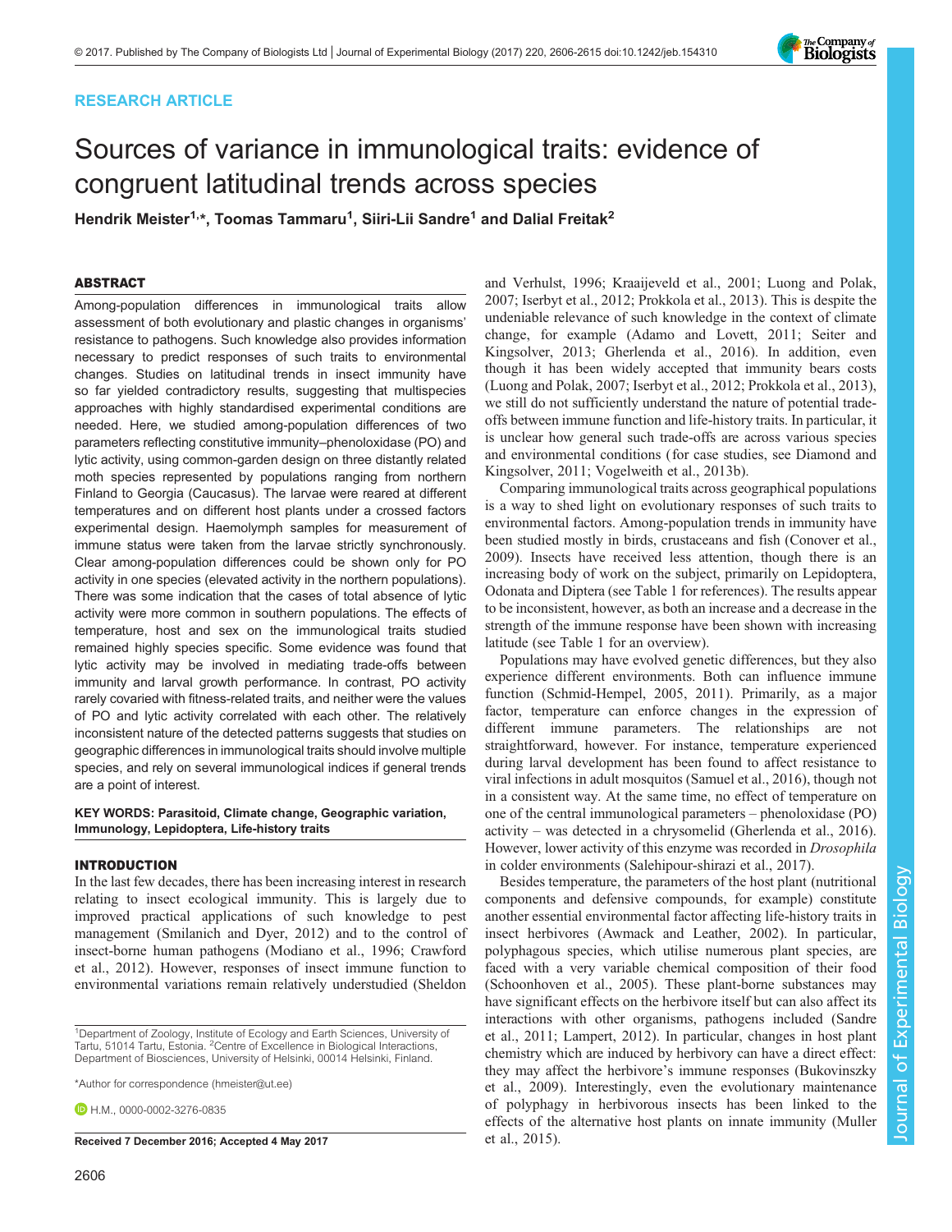RESEARCH ARTICLE

# Sources of variance in immunological traits: evidence of congruent latitudinal trends across species

**Hendrik Meister[1,*], Toomas Tammaru[1], Siiri-Lii Sandre[1] and Dalial Freitak[2]**

## ABSTRACT

Among-population differences in immunological traits allow assessment of both evolutionary and plastic changes in organisms' resistance to pathogens. Such knowledge also provides information necessary to predict responses of such traits to environmental changes. Studies on latitudinal trends in insect immunity have so far yielded contradictory results, suggesting that multispecies approaches with highly standardised experimental conditions are needed. Here, we studied among-population differences of two parameters reflecting constitutive immunity–phenoloxidase (PO) and lytic activity, using common-garden design on three distantly related moth species represented by populations ranging from northern Finland to Georgia (Caucasus). The larvae were reared at different temperatures and on different host plants under a crossed factors experimental design. Haemolymph samples for measurement of immune status were taken from the larvae strictly synchronously. Clear among-population differences could be shown only for PO activity in one species (elevated activity in the northern populations). There was some indication that the cases of total absence of lytic activity were more common in southern populations. The effects of temperature, host and sex on the immunological traits studied remained highly species specific. Some evidence was found that lytic activity may be involved in mediating trade-offs between immunity and larval growth performance. In contrast, PO activity rarely covaried with fitness-related traits, and neither were the values of PO and lytic activity correlated with each other. The relatively inconsistent nature of the detected patterns suggests that studies on geographic differences in immunological traits should involve multiple species, and rely on several immunological indices if general trends are a point of interest.

**KEY WORDS: Parasitoid, Climate change, Geographic variation, Immunology, Lepidoptera, Life-history traits**

## INTRODUCTION

In the last few decades, there has been increasing interest in research relating to insect ecological immunity. This is largely due to improved practical applications of such knowledge to pest management (Smilanich and Dyer, 2012) and to the control of insect-borne human pathogens (Modiano et al., 1996; Crawford et al., 2012). However, responses of insect immune function to environmental variations remain relatively understudied (Sheldon and Verhulst, 1996; Kraaijeveld et al., 2001; Luong and Polak, 2007; Iserbyt et al., 2012; Prokkola et al., 2013). This is despite the undeniable relevance of such knowledge in the context of climate change, for example (Adamo and Lovett, 2011; Seiter and Kingsolver, 2013; Gherlenda et al., 2016). In addition, even though it has been widely accepted that immunity bears costs (Luong and Polak, 2007; Iserbyt et al., 2012; Prokkola et al., 2013), we still do not sufficiently understand the nature of potential trade-offs between immune function and life-history traits. In particular, it is unclear how general such trade-offs are across various species and environmental conditions (for case studies, see Diamond and Kingsolver, 2011; Vogelweith et al., 2013b).

Comparing immunological traits across geographical populations is a way to shed light on evolutionary responses of such traits to environmental factors. Among-population trends in immunity have been studied mostly in birds, crustaceans and fish (Conover et al., 2009). Insects have received less attention, though there is an increasing body of work on the subject, primarily on Lepidoptera, Odonata and Diptera (see Table 1 for references). The results appear to be inconsistent, however, as both an increase and a decrease in the strength of the immune response have been shown with increasing latitude (see Table 1 for an overview).

Populations may have evolved genetic differences, but they also experience different environments. Both can influence immune function (Schmid-Hempel, 2005, 2011). Primarily, as a major factor, temperature can enforce changes in the expression of different immune parameters. The relationships are not straightforward, however. For instance, temperature experienced during larval development has been found to affect resistance to viral infections in adult mosquitos (Samuel et al., 2016), though not in a consistent way. At the same time, no effect of temperature on one of the central immunological parameters – phenoloxidase (PO) activity – was detected in a chrysomelid (Gherlenda et al., 2016). However, lower activity of this enzyme was recorded in *Drosophila* in colder environments (Salehipour-shirazi et al., 2017).

Besides temperature, the parameters of the host plant (nutritional components and defensive compounds, for example) constitute another essential environmental factor affecting life-history traits in insect herbivores (Awmack and Leather, 2002). In particular, polyphagous species, which utilise numerous plant species, are faced with a very variable chemical composition of their food (Schoonhoven et al., 2005). These plant-borne substances may have significant effects on the herbivore itself but can also affect its interactions with other organisms, pathogens included (Sandre et al., 2011; Lampert, 2012). In particular, changes in host plant chemistry which are induced by herbivory can have a direct effect: they may affect the herbivore's immune responses (Bukovinszky et al., 2009). Interestingly, even the evolutionary maintenance of polyphagy in herbivorous insects has been linked to the effects of the alternative host plants on innate immunity (Muller et al., 2015).

[1]Department of Zoology, Institute of Ecology and Earth Sciences, University of Tartu, 51014 Tartu, Estonia. [2]Centre of Excellence in Biological Interactions, Department of Biosciences, University of Helsinki, 00014 Helsinki, Finland.

*Author for correspondence (hmeister@ut.ee)

H.M., 0000-0002-3276-0835

Received 7 December 2016; Accepted 4 May 2017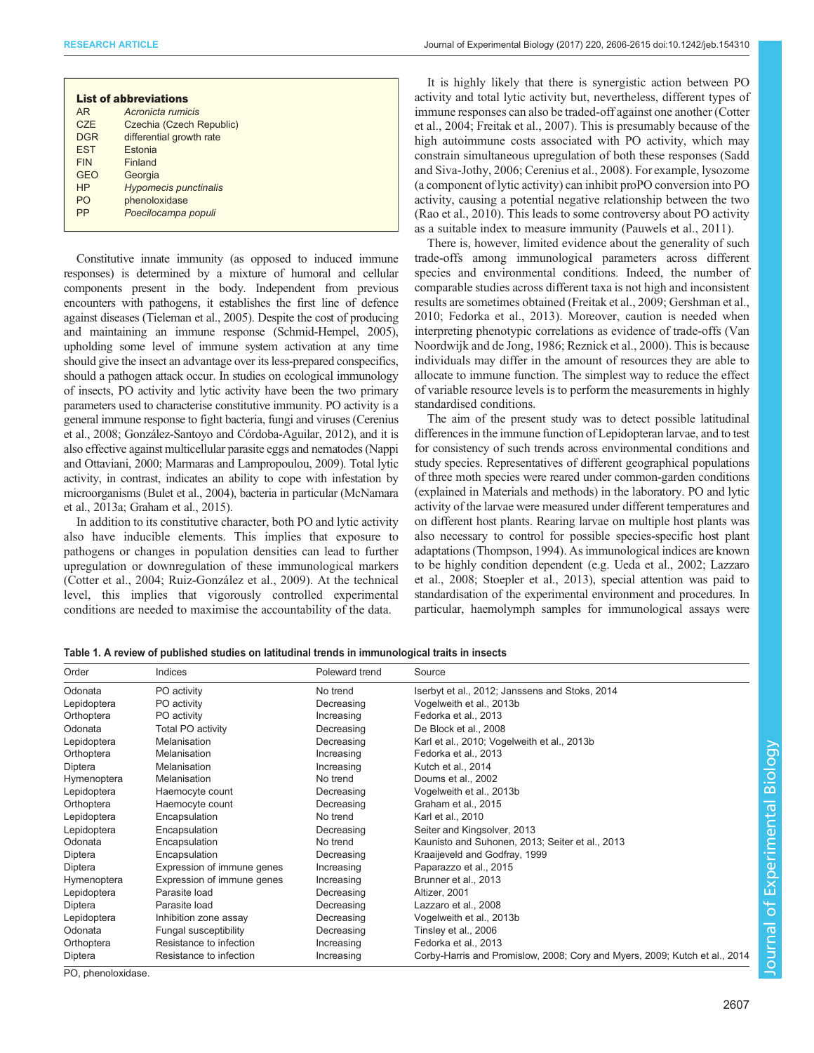**List of abbreviations**

| | |
|---|---|
| AR | *Acronicta rumicis* |
| CZE | Czechia (Czech Republic) |
| DGR | differential growth rate |
| EST | Estonia |
| FIN | Finland |
| GEO | Georgia |
| HP | *Hypomecis punctinalis* |
| PO | phenoloxidase |
| PP | *Poecilocampa populi* |

Constitutive innate immunity (as opposed to induced immune responses) is determined by a mixture of humoral and cellular components present in the body. Independent from previous encounters with pathogens, it establishes the first line of defence against diseases (Tieleman et al., 2005). Despite the cost of producing and maintaining an immune response (Schmid-Hempel, 2005), upholding some level of immune system activation at any time should give the insect an advantage over its less-prepared conspecifics, should a pathogen attack occur. In studies on ecological immunology of insects, PO activity and lytic activity have been the two primary parameters used to characterise constitutive immunity. PO activity is a general immune response to fight bacteria, fungi and viruses (Cerenius et al., 2008; González-Santoyo and Córdoba-Aguilar, 2012), and it is also effective against multicellular parasite eggs and nematodes (Nappi and Ottaviani, 2000; Marmaras and Lampropoulou, 2009). Total lytic activity, in contrast, indicates an ability to cope with infestation by microorganisms (Bulet et al., 2004), bacteria in particular (McNamara et al., 2013a; Graham et al., 2015).

In addition to its constitutive character, both PO and lytic activity also have inducible elements. This implies that exposure to pathogens or changes in population densities can lead to further upregulation or downregulation of these immunological markers (Cotter et al., 2004; Ruiz-González et al., 2009). At the technical level, this implies that vigorously controlled experimental conditions are needed to maximise the accountability of the data.

It is highly likely that there is synergistic action between PO activity and total lytic activity but, nevertheless, different types of immune responses can also be traded-off against one another (Cotter et al., 2004; Freitak et al., 2007). This is presumably because of the high autoimmune costs associated with PO activity, which may constrain simultaneous upregulation of both these responses (Sadd and Siva-Jothy, 2006; Cerenius et al., 2008). For example, lysozome (a component of lytic activity) can inhibit proPO conversion into PO activity, causing a potential negative relationship between the two (Rao et al., 2010). This leads to some controversy about PO activity as a suitable index to measure immunity (Pauwels et al., 2011).

There is, however, limited evidence about the generality of such trade-offs among immunological parameters across different species and environmental conditions. Indeed, the number of comparable studies across different taxa is not high and inconsistent results are sometimes obtained (Freitak et al., 2009; Gershman et al., 2010; Fedorka et al., 2013). Moreover, caution is needed when interpreting phenotypic correlations as evidence of trade-offs (Van Noordwijk and de Jong, 1986; Reznick et al., 2000). This is because individuals may differ in the amount of resources they are able to allocate to immune function. The simplest way to reduce the effect of variable resource levels is to perform the measurements in highly standardised conditions.

The aim of the present study was to detect possible latitudinal differences in the immune function of Lepidopteran larvae, and to test for consistency of such trends across environmental conditions and study species. Representatives of different geographical populations of three moth species were reared under common-garden conditions (explained in Materials and methods) in the laboratory. PO and lytic activity of the larvae were measured under different temperatures and on different host plants. Rearing larvae on multiple host plants was also necessary to control for possible species-specific host plant adaptations (Thompson, 1994). As immunological indices are known to be highly condition dependent (e.g. Ueda et al., 2002; Lazzaro et al., 2008; Stoepler et al., 2013), special attention was paid to standardisation of the experimental environment and procedures. In particular, haemolymph samples for immunological assays were

**Table 1. A review of published studies on latitudinal trends in immunological traits in insects**

| Order | Indices | Poleward trend | Source |
|---|---|---|---|
| Odonata | PO activity | No trend | Iserbyt et al., 2012; Janssens and Stoks, 2014 |
| Lepidoptera | PO activity | Decreasing | Vogelweith et al., 2013b |
| Orthoptera | PO activity | Increasing | Fedorka et al., 2013 |
| Odonata | Total PO activity | Decreasing | De Block et al., 2008 |
| Lepidoptera | Melanisation | Decreasing | Karl et al., 2010; Vogelweith et al., 2013b |
| Orthoptera | Melanisation | Increasing | Fedorka et al., 2013 |
| Diptera | Melanisation | Increasing | Kutch et al., 2014 |
| Hymenoptera | Melanisation | No trend | Doums et al., 2002 |
| Lepidoptera | Haemocyte count | Decreasing | Vogelweith et al., 2013b |
| Orthoptera | Haemocyte count | Decreasing | Graham et al., 2015 |
| Lepidoptera | Encapsulation | No trend | Karl et al., 2010 |
| Lepidoptera | Encapsulation | Decreasing | Seiter and Kingsolver, 2013 |
| Odonata | Encapsulation | No trend | Kaunisto and Suhonen, 2013; Seiter et al., 2013 |
| Diptera | Encapsulation | Decreasing | Kraaijeveld and Godfray, 1999 |
| Diptera | Expression of immune genes | Increasing | Paparazzo et al., 2015 |
| Hymenoptera | Expression of immune genes | Increasing | Brunner et al., 2013 |
| Lepidoptera | Parasite load | Decreasing | Altizer, 2001 |
| Diptera | Parasite load | Decreasing | Lazzaro et al., 2008 |
| Lepidoptera | Inhibition zone assay | Decreasing | Vogelweith et al., 2013b |
| Odonata | Fungal susceptibility | Decreasing | Tinsley et al., 2006 |
| Orthoptera | Resistance to infection | Increasing | Fedorka et al., 2013 |
| Diptera | Resistance to infection | Increasing | Corby-Harris and Promislow, 2008; Cory and Myers, 2009; Kutch et al., 2014 |

PO, phenoloxidase.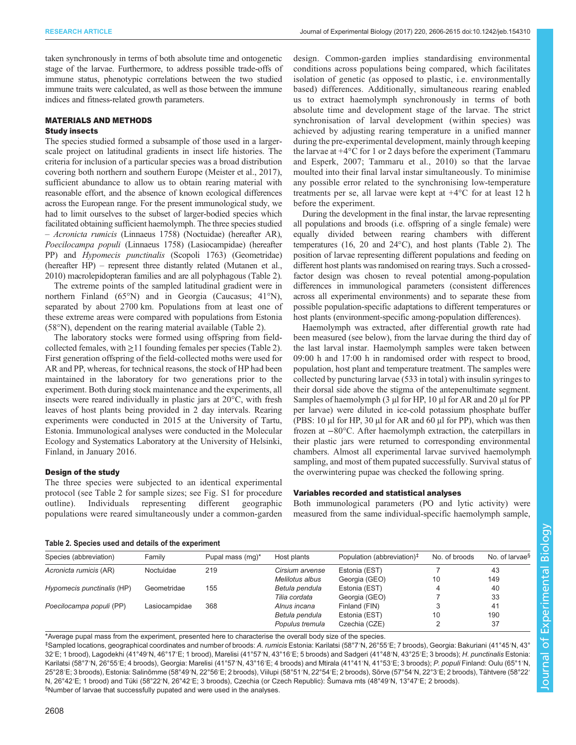taken synchronously in terms of both absolute time and ontogenetic stage of the larvae. Furthermore, to address possible trade-offs of immune status, phenotypic correlations between the two studied immune traits were calculated, as well as those between the immune indices and fitness-related growth parameters.

## MATERIALS AND METHODS

### Study insects

The species studied formed a subsample of those used in a larger-scale project on latitudinal gradients in insect life histories. The criteria for inclusion of a particular species was a broad distribution covering both northern and southern Europe (Meister et al., 2017), sufficient abundance to allow us to obtain rearing material with reasonable effort, and the absence of known ecological differences across the European range. For the present immunological study, we had to limit ourselves to the subset of larger-bodied species which facilitated obtaining sufficient haemolymph. The three species studied – *Acronicta rumicis* (Linnaeus 1758) (Noctuidae) (hereafter AR), *Poecilocampa populi* (Linnaeus 1758) (Lasiocampidae) (hereafter PP) and *Hypomecis punctinalis* (Scopoli 1763) (Geometridae) (hereafter HP) – represent three distantly related (Mutanen et al., 2010) macrolepidopteran families and are all polyphagous (Table 2).

The extreme points of the sampled latitudinal gradient were in northern Finland (65°N) and in Georgia (Caucasus; 41°N), separated by about 2700 km. Populations from at least one of these extreme areas were compared with populations from Estonia (58°N), dependent on the rearing material available (Table 2).

The laboratory stocks were formed using offspring from field-collected females, with ≥11 founding females per species (Table 2). First generation offspring of the field-collected moths were used for AR and PP, whereas, for technical reasons, the stock of HP had been maintained in the laboratory for two generations prior to the experiment. Both during stock maintenance and the experiments, all insects were reared individually in plastic jars at 20°C, with fresh leaves of host plants being provided in 2 day intervals. Rearing experiments were conducted in 2015 at the University of Tartu, Estonia. Immunological analyses were conducted in the Molecular Ecology and Systematics Laboratory at the University of Helsinki, Finland, in January 2016.

### Design of the study

The three species were subjected to an identical experimental protocol (see Table 2 for sample sizes; see Fig. S1 for procedure outline). Individuals representing different geographic populations were reared simultaneously under a common-garden design. Common-garden implies standardising environmental conditions across populations being compared, which facilitates isolation of genetic (as opposed to plastic, i.e. environmentally based) differences. Additionally, simultaneous rearing enabled us to extract haemolymph synchronously in terms of both absolute time and development stage of the larvae. The strict synchronisation of larval development (within species) was achieved by adjusting rearing temperature in a unified manner during the pre-experimental development, mainly through keeping the larvae at +4°C for 1 or 2 days before the experiment (Tammaru and Esperk, 2007; Tammaru et al., 2010) so that the larvae moulted into their final larval instar simultaneously. To minimise any possible error related to the synchronising low-temperature treatments per se, all larvae were kept at +4°C for at least 12 h before the experiment.

During the development in the final instar, the larvae representing all populations and broods (i.e. offspring of a single female) were equally divided between rearing chambers with different temperatures (16, 20 and 24°C), and host plants (Table 2). The position of larvae representing different populations and feeding on different host plants was randomised on rearing trays. Such a crossed-factor design was chosen to reveal potential among-population differences in immunological parameters (consistent differences across all experimental environments) and to separate these from possible population-specific adaptations to different temperatures or host plants (environment-specific among-population differences).

Haemolymph was extracted, after differential growth rate had been measured (see below), from the larvae during the third day of the last larval instar. Haemolymph samples were taken between 09:00 h and 17:00 h in randomised order with respect to brood, population, host plant and temperature treatment. The samples were collected by puncturing larvae (533 in total) with insulin syringes to their dorsal side above the stigma of the antepenultimate segment. Samples of haemolymph (3 µl for HP, 10 µl for AR and 20 µl for PP per larvae) were diluted in ice-cold potassium phosphate buffer (PBS: 10 µl for HP, 30 µl for AR and 60 µl for PP), which was then frozen at −80°C. After haemolymph extraction, the caterpillars in their plastic jars were returned to corresponding environmental chambers. Almost all experimental larvae survived haemolymph sampling, and most of them pupated successfully. Survival status of the overwintering pupae was checked the following spring.

### Variables recorded and statistical analyses

Both immunological parameters (PO and lytic activity) were measured from the same individual-specific haemolymph sample,

**Table 2. Species used and details of the experiment**

| Species (abbreviation) | Family | Pupal mass (mg)* | Host plants | Population (abbreviation)‡ | No. of broods | No. of larvae§ |
|---|---|---|---|---|---|---|
| *Acronicta rumicis* (AR) | Noctuidae | 219 | *Cirsium arvense* | Estonia (EST) | 7 | 43 |
| | | | *Melilotus albus* | Georgia (GEO) | 10 | 149 |
| *Hypomecis punctinalis* (HP) | Geometridae | 155 | *Betula pendula* | Estonia (EST) | 4 | 40 |
| | | | *Tilia cordata* | Georgia (GEO) | 7 | 33 |
| *Poecilocampa populi* (PP) | Lasiocampidae | 368 | *Alnus incana* | Finland (FIN) | 3 | 41 |
| | | | *Betula pendula* | Estonia (EST) | 10 | 190 |
| | | | *Populus tremula* | Czechia (CZE) | 2 | 37 |

*Average pupal mass from the experiment, presented here to characterise the overall body size of the species.

‡Sampled locations, geographical coordinates and number of broods: *A. rumicis* Estonia: Karilatsi (58°7′N, 26°55′E; 7 broods), Georgia: Bakuriani (41°45′N, 43°32′E; 1 brood), Lagodekhi (41°49′N, 46°17′E; 1 brood), Marelisi (41°57′N, 43°16′E; 5 broods) and Sadgeri (41°48′N, 43°25′E; 3 broods); *H. punctinalis* Estonia: Karilatsi (58°7′N, 26°55′E; 4 broods), Georgia: Marelisi (41°57′N, 43°16′E; 4 broods) and Mtirala (41°41′N, 41°53′E; 3 broods); *P. populi* Finland: Oulu (65°1′N, 25°28′E; 3 broods), Estonia: Salinõmme (58°49′N, 22°56′E; 2 broods), Viilupi (58°51′N, 22°54′E; 2 broods), Sõrve (57°54′N, 22°3′E; 2 broods), Tähtvere (58°22′N, 26°42′E; 1 brood) and Tüki (58°22′N, 26°42′E; 3 broods), Czechia (or Czech Republic): Šumava mts (48°49′N, 13°47′E; 2 broods).

§Number of larvae that successfully pupated and were used in the analyses.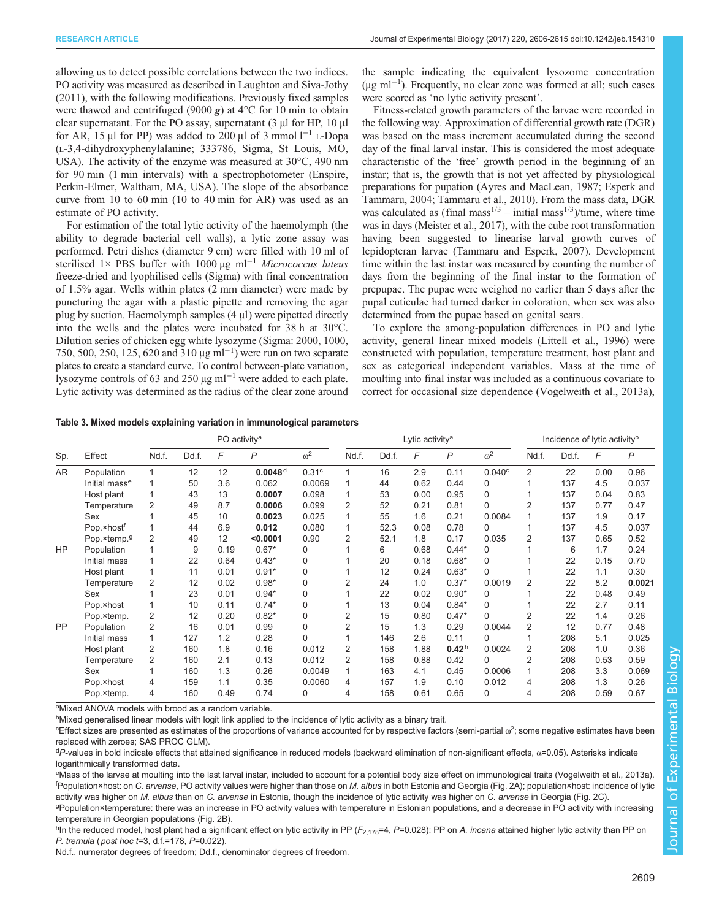allowing us to detect possible correlations between the two indices. PO activity was measured as described in Laughton and Siva-Jothy (2011), with the following modifications. Previously fixed samples were thawed and centrifuged (9000 ***g***) at 4°C for 10 min to obtain clear supernatant. For the PO assay, supernatant (3 µl for HP, 10 µl for AR, 15 µl for PP) was added to 200 µl of 3 mmol l$^{-1}$ L-Dopa (L-3,4-dihydroxyphenylalanine; 333786, Sigma, St Louis, MO, USA). The activity of the enzyme was measured at 30°C, 490 nm for 90 min (1 min intervals) with a spectrophotometer (Enspire, Perkin-Elmer, Waltham, MA, USA). The slope of the absorbance curve from 10 to 60 min (10 to 40 min for AR) was used as an estimate of PO activity.

For estimation of the total lytic activity of the haemolymph (the ability to degrade bacterial cell walls), a lytic zone assay was performed. Petri dishes (diameter 9 cm) were filled with 10 ml of sterilised 1× PBS buffer with 1000 µg ml$^{-1}$ *Micrococcus luteus* freeze-dried and lyophilised cells (Sigma) with final concentration of 1.5% agar. Wells within plates (2 mm diameter) were made by puncturing the agar with a plastic pipette and removing the agar plug by suction. Haemolymph samples (4 µl) were pipetted directly into the wells and the plates were incubated for 38 h at 30°C. Dilution series of chicken egg white lysozyme (Sigma: 2000, 1000, 750, 500, 250, 125, 620 and 310 µg ml$^{-1}$) were run on two separate plates to create a standard curve. To control between-plate variation, lysozyme controls of 63 and 250 µg ml$^{-1}$ were added to each plate. Lytic activity was determined as the radius of the clear zone around the sample indicating the equivalent lysozome concentration (µg ml$^{-1}$). Frequently, no clear zone was formed at all; such cases were scored as 'no lytic activity present'.

Fitness-related growth parameters of the larvae were recorded in the following way. Approximation of differential growth rate (DGR) was based on the mass increment accumulated during the second day of the final larval instar. This is considered the most adequate characteristic of the 'free' growth period in the beginning of an instar; that is, the growth that is not yet affected by physiological preparations for pupation (Ayres and MacLean, 1987; Esperk and Tammaru, 2004; Tammaru et al., 2010). From the mass data, DGR was calculated as (final mass$^{1/3}$ – initial mass$^{1/3}$)/time, where time was in days (Meister et al., 2017), with the cube root transformation having been suggested to linearise larval growth curves of lepidopteran larvae (Tammaru and Esperk, 2007). Development time within the last instar was measured by counting the number of days from the beginning of the final instar to the formation of prepupae. The pupae were weighed no earlier than 5 days after the pupal cuticulae had turned darker in coloration, when sex was also determined from the pupae based on genital scars.

To explore the among-population differences in PO and lytic activity, general linear mixed models (Littell et al., 1996) were constructed with population, temperature treatment, host plant and sex as categorical independent variables. Mass at the time of moulting into final instar was included as a continuous covariate to correct for occasional size dependence (Vogelweith et al., 2013a),

**Table 3. Mixed models explaining variation in immunological parameters**

| | | PO activity[a] | | | | | Lytic activity[a] | | | | | Incidence of lytic activity[b] | | | |
|---|---|---|---|---|---|---|---|---|---|---|---|---|---|---|---|
| Sp. | Effect | Nd.f. | Dd.f. | $F$ | $P$ | $\omega^2$ | Nd.f. | Dd.f. | $F$ | $P$ | $\omega^2$ | Nd.f. | Dd.f. | $F$ | $P$ |
| AR | Population | 1 | 12 | 12 | **0.0048**[d] | 0.31[c] | 1 | 16 | 2.9 | 0.11 | 0.040[c] | 2 | 22 | 0.00 | 0.96 |
| | Initial mass[e] | 1 | 50 | 3.6 | 0.062 | 0.0069 | 1 | 44 | 0.62 | 0.44 | 0 | 1 | 137 | 4.5 | 0.037 |
| | Host plant | 1 | 43 | 13 | **0.0007** | 0.098 | 1 | 53 | 0.00 | 0.95 | 0 | 1 | 137 | 0.04 | 0.83 |
| | Temperature | 2 | 49 | 8.7 | **0.0006** | 0.099 | 2 | 52 | 0.21 | 0.81 | 0 | 2 | 137 | 0.77 | 0.47 |
| | Sex | 1 | 45 | 10 | **0.0023** | 0.025 | 1 | 55 | 1.6 | 0.21 | 0.0084 | 1 | 137 | 1.9 | 0.17 |
| | Pop.×host[f] | 1 | 44 | 6.9 | **0.012** | 0.080 | 1 | 52.3 | 0.08 | 0.78 | 0 | 1 | 137 | 4.5 | 0.037 |
| | Pop.×temp.[g] | 2 | 49 | 12 | **<0.0001** | 0.90 | 2 | 52.1 | 1.8 | 0.17 | 0.035 | 2 | 137 | 0.65 | 0.52 |
| HP | Population | 1 | 9 | 0.19 | 0.67* | 0 | 1 | 6 | 0.68 | 0.44* | 0 | 1 | 6 | 1.7 | 0.24 |
| | Initial mass | 1 | 22 | 0.64 | 0.43* | 0 | 1 | 20 | 0.18 | 0.68* | 0 | 1 | 22 | 0.15 | 0.70 |
| | Host plant | 1 | 11 | 0.01 | 0.91* | 0 | 1 | 12 | 0.24 | 0.63* | 0 | 1 | 22 | 1.1 | 0.30 |
| | Temperature | 2 | 12 | 0.02 | 0.98* | 0 | 2 | 24 | 1.0 | 0.37* | 0.0019 | 2 | 22 | 8.2 | **0.0021** |
| | Sex | 1 | 23 | 0.01 | 0.94* | 0 | 1 | 22 | 0.02 | 0.90* | 0 | 1 | 22 | 0.48 | 0.49 |
| | Pop.×host | 1 | 10 | 0.11 | 0.74* | 0 | 1 | 13 | 0.04 | 0.84* | 0 | 1 | 22 | 2.7 | 0.11 |
| | Pop.×temp. | 2 | 12 | 0.20 | 0.82* | 0 | 2 | 15 | 0.80 | 0.47* | 0 | 2 | 22 | 1.4 | 0.26 |
| PP | Population | 2 | 16 | 0.01 | 0.99 | 0 | 2 | 15 | 1.3 | 0.29 | 0.0044 | 2 | 12 | 0.77 | 0.48 |
| | Initial mass | 1 | 127 | 1.2 | 0.28 | 0 | 1 | 146 | 2.6 | 0.11 | 0 | 1 | 208 | 5.1 | 0.025 |
| | Host plant | 2 | 160 | 1.8 | 0.16 | 0.012 | 2 | 158 | 1.88 | **0.42**[h] | 0.0024 | 2 | 208 | 1.0 | 0.36 |
| | Temperature | 2 | 160 | 2.1 | 0.13 | 0.012 | 2 | 158 | 0.88 | 0.42 | 0 | 2 | 208 | 0.53 | 0.59 |
| | Sex | 1 | 160 | 1.3 | 0.26 | 0.0049 | 1 | 163 | 4.1 | 0.45 | 0.0006 | 1 | 208 | 3.3 | 0.069 |
| | Pop.×host | 4 | 159 | 1.1 | 0.35 | 0.0060 | 4 | 157 | 1.9 | 0.10 | 0.012 | 4 | 208 | 1.3 | 0.26 |
| | Pop.×temp. | 4 | 160 | 0.49 | 0.74 | 0 | 4 | 158 | 0.61 | 0.65 | 0 | 4 | 208 | 0.59 | 0.67 |

[a]Mixed ANOVA models with brood as a random variable.

[b]Mixed generalised linear models with logit link applied to the incidence of lytic activity as a binary trait.

[c]Effect sizes are presented as estimates of the proportions of variance accounted for by respective factors (semi-partial $\omega^2$; some negative estimates have been replaced with zeroes; SAS PROC GLM).

[d]*P*-values in bold indicate effects that attained significance in reduced models (backward elimination of non-significant effects, α=0.05). Asterisks indicate logarithmically transformed data.

[e]Mass of the larvae at moulting into the last larval instar, included to account for a potential body size effect on immunological traits (Vogelweith et al., 2013a).

[f]Population×host: on *C. arvense*, PO activity values were higher than those on *M. albus* in both Estonia and Georgia (Fig. 2A); population×host: incidence of lytic activity was higher on *M. albus* than on *C. arvense* in Estonia, though the incidence of lytic activity was higher on *C. arvense* in Georgia (Fig. 2C).

[g]Population×temperature: there was an increase in PO activity values with temperature in Estonian populations, and a decrease in PO activity with increasing temperature in Georgian populations (Fig. 2B).

[h]In the reduced model, host plant had a significant effect on lytic activity in PP ($F_{2,178}$=4, $P$=0.028): PP on *A. incana* attained higher lytic activity than PP on *P. tremula* (*post hoc* $t$=3, d.f.=178, $P$=0.022).

Nd.f., numerator degrees of freedom; Dd.f., denominator degrees of freedom.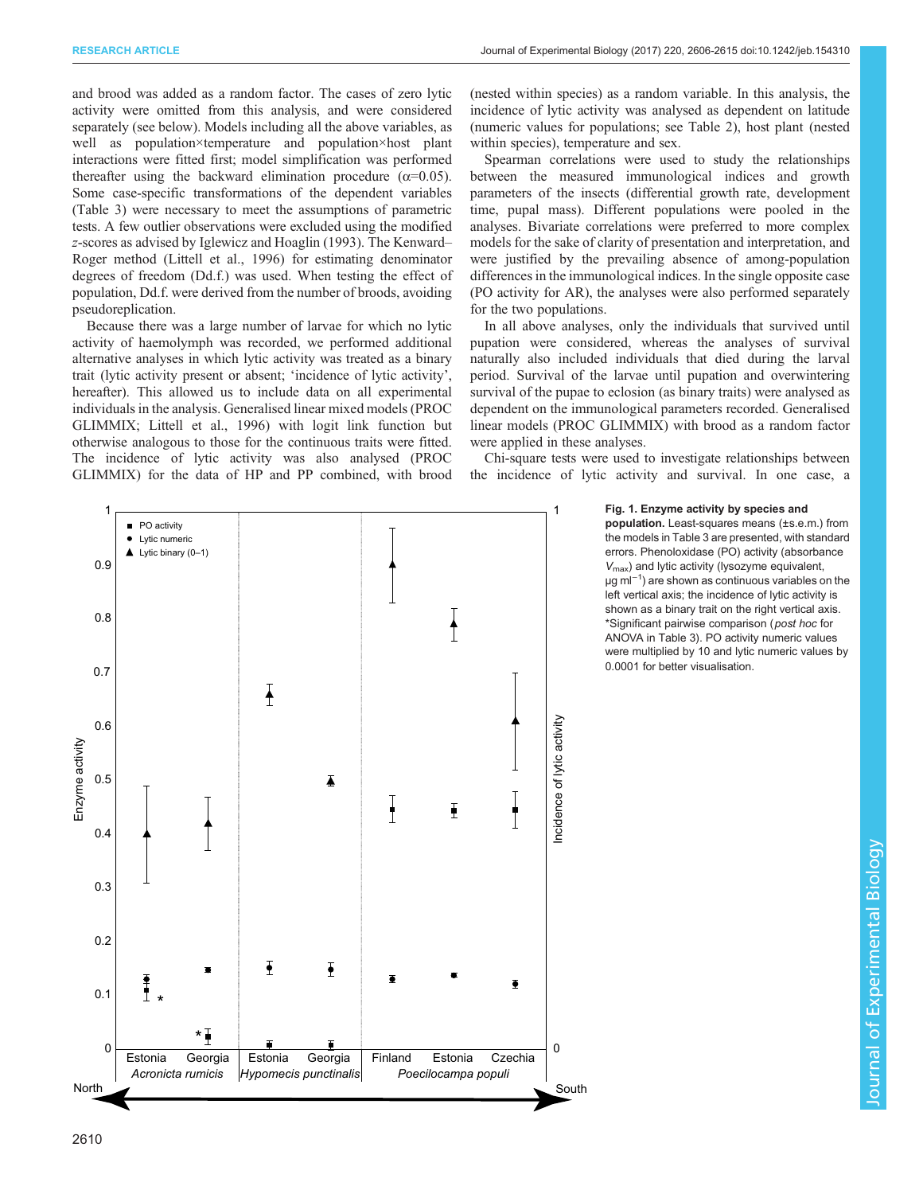and brood was added as a random factor. The cases of zero lytic activity were omitted from this analysis, and were considered separately (see below). Models including all the above variables, as well as population×temperature and population×host plant interactions were fitted first; model simplification was performed thereafter using the backward elimination procedure (α=0.05). Some case-specific transformations of the dependent variables (Table 3) were necessary to meet the assumptions of parametric tests. A few outlier observations were excluded using the modified *z*-scores as advised by Iglewicz and Hoaglin (1993). The Kenward–Roger method (Littell et al., 1996) for estimating denominator degrees of freedom (Dd.f.) was used. When testing the effect of population, Dd.f. were derived from the number of broods, avoiding pseudoreplication.

Because there was a large number of larvae for which no lytic activity of haemolymph was recorded, we performed additional alternative analyses in which lytic activity was treated as a binary trait (lytic activity present or absent; 'incidence of lytic activity', hereafter). This allowed us to include data on all experimental individuals in the analysis. Generalised linear mixed models (PROC GLIMMIX; Littell et al., 1996) with logit link function but otherwise analogous to those for the continuous traits were fitted. The incidence of lytic activity was also analysed (PROC GLIMMIX) for the data of HP and PP combined, with brood (nested within species) as a random variable. In this analysis, the incidence of lytic activity was analysed as dependent on latitude (numeric values for populations; see Table 2), host plant (nested within species), temperature and sex.

Spearman correlations were used to study the relationships between the measured immunological indices and growth parameters of the insects (differential growth rate, development time, pupal mass). Different populations were pooled in the analyses. Bivariate correlations were preferred to more complex models for the sake of clarity of presentation and interpretation, and were justified by the prevailing absence of among-population differences in the immunological indices. In the single opposite case (PO activity for AR), the analyses were also performed separately for the two populations.

In all above analyses, only the individuals that survived until pupation were considered, whereas the analyses of survival naturally also included individuals that died during the larval period. Survival of the larvae until pupation and overwintering survival of the pupae to eclosion (as binary traits) were analysed as dependent on the immunological parameters recorded. Generalised linear models (PROC GLIMMIX) with brood as a random factor were applied in these analyses.

Chi-square tests were used to investigate relationships between the incidence of lytic activity and survival. In one case, a

**Fig. 1. Enzyme activity by species and population.** Least-squares means (±s.e.m.) from the models in Table 3 are presented, with standard errors. Phenoloxidase (PO) activity (absorbance $V_{max}$) and lytic activity (lysozyme equivalent, μg ml$^{-1}$) are shown as continuous variables on the left vertical axis; the incidence of lytic activity is shown as a binary trait on the right vertical axis. *Significant pairwise comparison (*post hoc* for ANOVA in Table 3). PO activity numeric values were multiplied by 10 and lytic numeric values by 0.0001 for better visualisation.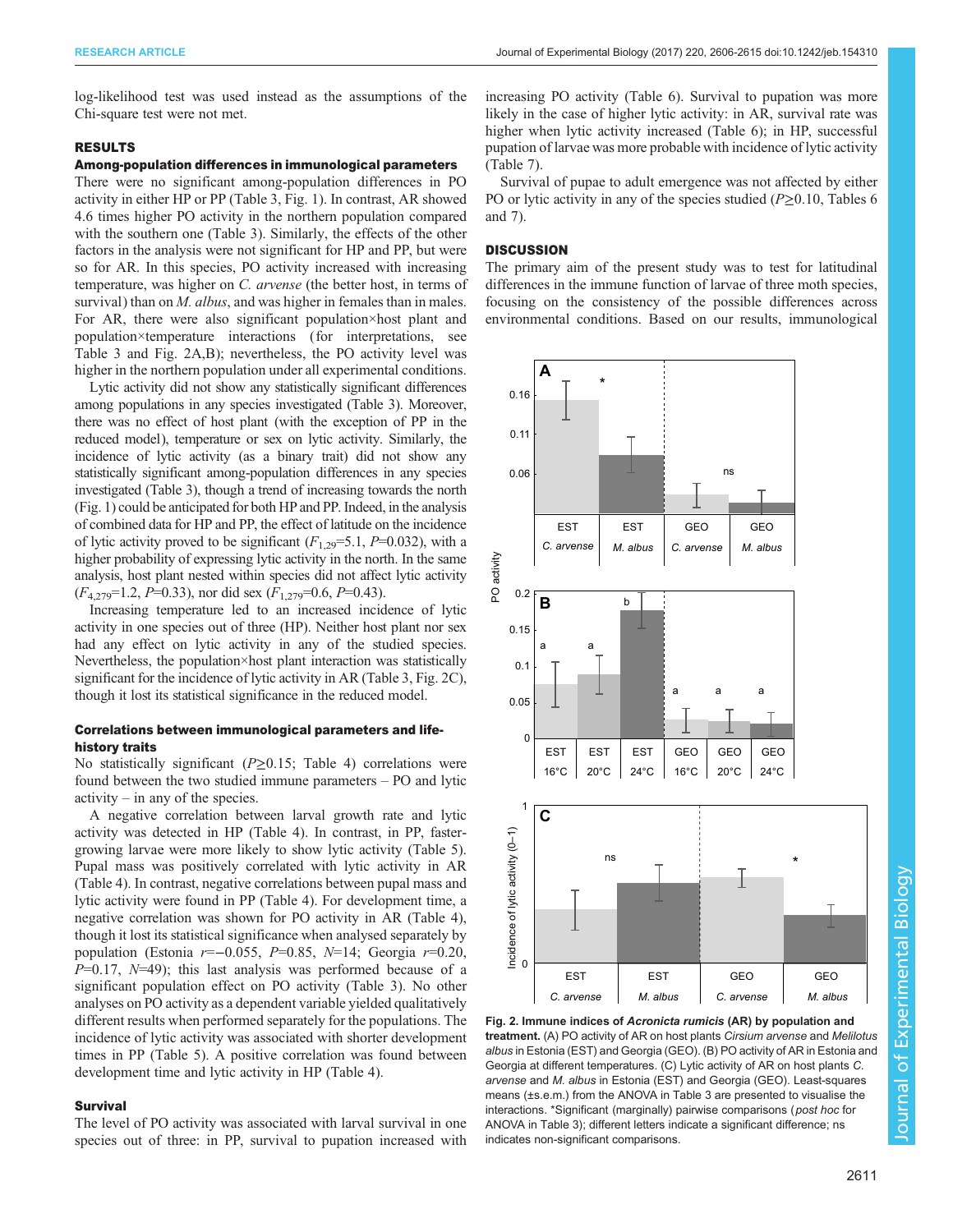log-likelihood test was used instead as the assumptions of the Chi-square test were not met.

## RESULTS

### Among-population differences in immunological parameters

There were no significant among-population differences in PO activity in either HP or PP (Table 3, Fig. 1). In contrast, AR showed 4.6 times higher PO activity in the northern population compared with the southern one (Table 3). Similarly, the effects of the other factors in the analysis were not significant for HP and PP, but were so for AR. In this species, PO activity increased with increasing temperature, was higher on *C. arvense* (the better host, in terms of survival) than on *M. albus*, and was higher in females than in males. For AR, there were also significant population×host plant and population×temperature interactions (for interpretations, see Table 3 and Fig. 2A,B); nevertheless, the PO activity level was higher in the northern population under all experimental conditions.

Lytic activity did not show any statistically significant differences among populations in any species investigated (Table 3). Moreover, there was no effect of host plant (with the exception of PP in the reduced model), temperature or sex on lytic activity. Similarly, the incidence of lytic activity (as a binary trait) did not show any statistically significant among-population differences in any species investigated (Table 3), though a trend of increasing towards the north (Fig. 1) could be anticipated for both HP and PP. Indeed, in the analysis of combined data for HP and PP, the effect of latitude on the incidence of lytic activity proved to be significant ($F_{1,29}$=5.1, $P$=0.032), with a higher probability of expressing lytic activity in the north. In the same analysis, host plant nested within species did not affect lytic activity ($F_{4,279}$=1.2, $P$=0.33), nor did sex ($F_{1,279}$=0.6, $P$=0.43).

Increasing temperature led to an increased incidence of lytic activity in one species out of three (HP). Neither host plant nor sex had any effect on lytic activity in any of the studied species. Nevertheless, the population×host plant interaction was statistically significant for the incidence of lytic activity in AR (Table 3, Fig. 2C), though it lost its statistical significance in the reduced model.

### Correlations between immunological parameters and life-history traits

No statistically significant ($P$≥0.15; Table 4) correlations were found between the two studied immune parameters – PO and lytic activity – in any of the species.

A negative correlation between larval growth rate and lytic activity was detected in HP (Table 4). In contrast, in PP, faster-growing larvae were more likely to show lytic activity (Table 5). Pupal mass was positively correlated with lytic activity in AR (Table 4). In contrast, negative correlations between pupal mass and lytic activity were found in PP (Table 4). For development time, a negative correlation was shown for PO activity in AR (Table 4), though it lost its statistical significance when analysed separately by population (Estonia $r$=−0.055, $P$=0.85, $N$=14; Georgia $r$=0.20, $P$=0.17, $N$=49); this last analysis was performed because of a significant population effect on PO activity (Table 3). No other analyses on PO activity as a dependent variable yielded qualitatively different results when performed separately for the populations. The incidence of lytic activity was associated with shorter development times in PP (Table 5). A positive correlation was found between development time and lytic activity in HP (Table 4).

### Survival

The level of PO activity was associated with larval survival in one species out of three: in PP, survival to pupation increased with increasing PO activity (Table 6). Survival to pupation was more likely in the case of higher lytic activity: in AR, survival rate was higher when lytic activity increased (Table 6); in HP, successful pupation of larvae was more probable with incidence of lytic activity (Table 7).

Survival of pupae to adult emergence was not affected by either PO or lytic activity in any of the species studied ($P$≥0.10, Tables 6 and 7).

## DISCUSSION

The primary aim of the present study was to test for latitudinal differences in the immune function of larvae of three moth species, focusing on the consistency of the possible differences across environmental conditions. Based on our results, immunological

**Fig. 2. Immune indices of *Acronicta rumicis* (AR) by population and treatment.** (A) PO activity of AR on host plants *Cirsium arvense* and *Melilotus albus* in Estonia (EST) and Georgia (GEO). (B) PO activity of AR in Estonia and Georgia at different temperatures. (C) Lytic activity of AR on host plants *C. arvense* and *M. albus* in Estonia (EST) and Georgia (GEO). Least-squares means (±s.e.m.) from the ANOVA in Table 3 are presented to visualise the interactions. *Significant (marginally) pairwise comparisons (*post hoc* for ANOVA in Table 3); different letters indicate a significant difference; ns indicates non-significant comparisons.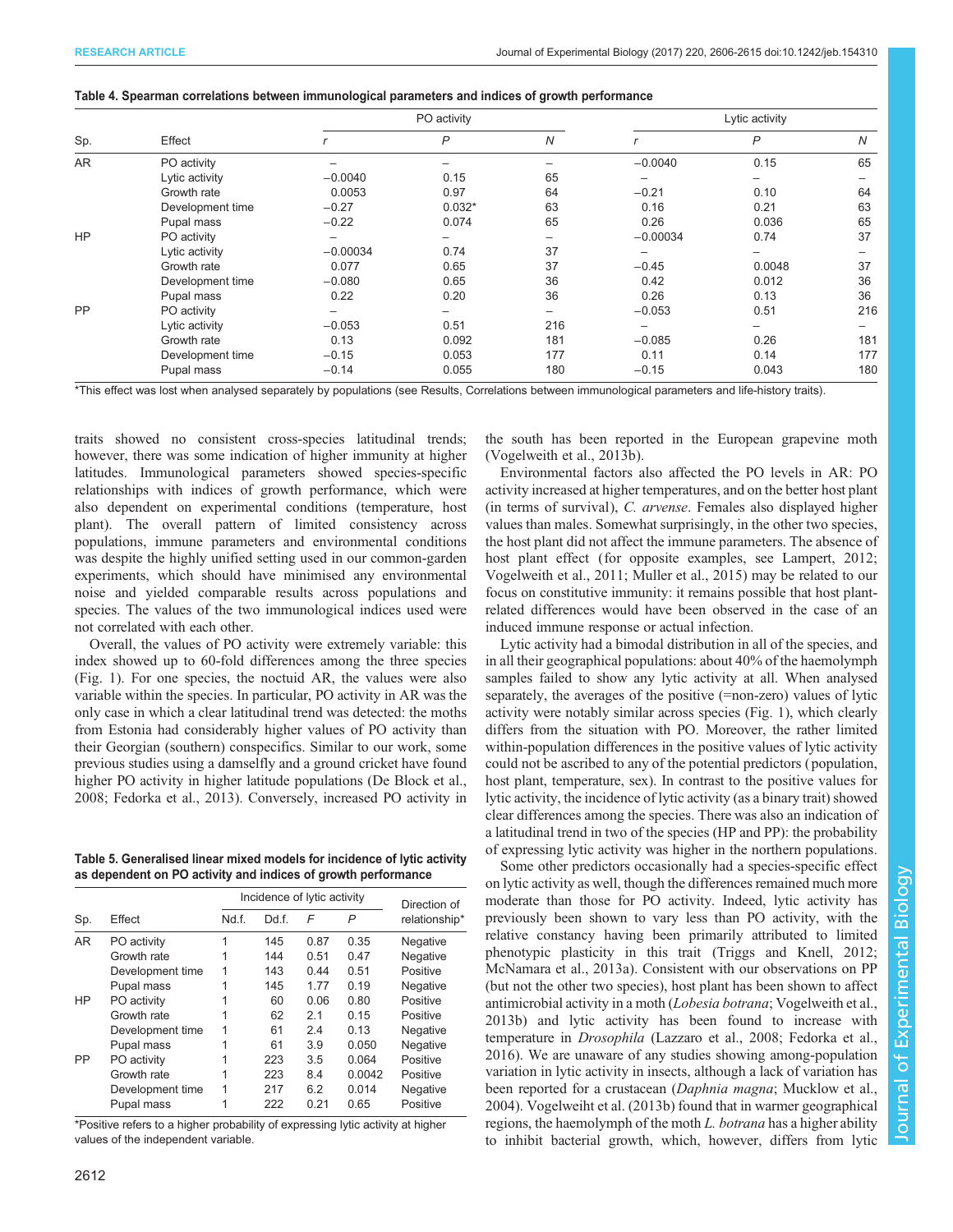**Table 4. Spearman correlations between immunological parameters and indices of growth performance**

| Sp. | Effect | PO activity | | | Lytic activity | | |
|---|---|---|---|---|---|---|---|
| | | *r* | *P* | *N* | *r* | *P* | *N* |
| AR | PO activity | – | – | – | −0.0040 | 0.15 | 65 |
| | Lytic activity | −0.0040 | 0.15 | 65 | – | – | – |
| | Growth rate | 0.0053 | 0.97 | 64 | −0.21 | 0.10 | 64 |
| | Development time | −0.27 | 0.032* | 63 | 0.16 | 0.21 | 63 |
| | Pupal mass | −0.22 | 0.074 | 65 | 0.26 | 0.036 | 65 |
| HP | PO activity | – | – | – | −0.00034 | 0.74 | 37 |
| | Lytic activity | −0.00034 | 0.74 | 37 | – | – | – |
| | Growth rate | 0.077 | 0.65 | 37 | −0.45 | 0.0048 | 37 |
| | Development time | −0.080 | 0.65 | 36 | 0.42 | 0.012 | 36 |
| | Pupal mass | 0.22 | 0.20 | 36 | 0.26 | 0.13 | 36 |
| PP | PO activity | – | – | – | −0.053 | 0.51 | 216 |
| | Lytic activity | −0.053 | 0.51 | 216 | – | – | – |
| | Growth rate | 0.13 | 0.092 | 181 | −0.085 | 0.26 | 181 |
| | Development time | −0.15 | 0.053 | 177 | 0.11 | 0.14 | 177 |
| | Pupal mass | −0.14 | 0.055 | 180 | −0.15 | 0.043 | 180 |

*This effect was lost when analysed separately by populations (see Results, Correlations between immunological parameters and life-history traits).

traits showed no consistent cross-species latitudinal trends; however, there was some indication of higher immunity at higher latitudes. Immunological parameters showed species-specific relationships with indices of growth performance, which were also dependent on experimental conditions (temperature, host plant). The overall pattern of limited consistency across populations, immune parameters and environmental conditions was despite the highly unified setting used in our common-garden experiments, which should have minimised any environmental noise and yielded comparable results across populations and species. The values of the two immunological indices used were not correlated with each other.

Overall, the values of PO activity were extremely variable: this index showed up to 60-fold differences among the three species (Fig. 1). For one species, the noctuid AR, the values were also variable within the species. In particular, PO activity in AR was the only case in which a clear latitudinal trend was detected: the moths from Estonia had considerably higher values of PO activity than their Georgian (southern) conspecifics. Similar to our work, some previous studies using a damselfly and a ground cricket have found higher PO activity in higher latitude populations (De Block et al., 2008; Fedorka et al., 2013). Conversely, increased PO activity in the south has been reported in the European grapevine moth (Vogelweith et al., 2013b).

Environmental factors also affected the PO levels in AR: PO activity increased at higher temperatures, and on the better host plant (in terms of survival), *C. arvense*. Females also displayed higher values than males. Somewhat surprisingly, in the other two species, the host plant did not affect the immune parameters. The absence of host plant effect (for opposite examples, see Lampert, 2012; Vogelweith et al., 2011; Muller et al., 2015) may be related to our focus on constitutive immunity: it remains possible that host plant-related differences would have been observed in the case of an induced immune response or actual infection.

Lytic activity had a bimodal distribution in all of the species, and in all their geographical populations: about 40% of the haemolymph samples failed to show any lytic activity at all. When analysed separately, the averages of the positive (=non-zero) values of lytic activity were notably similar across species (Fig. 1), which clearly differs from the situation with PO. Moreover, the rather limited within-population differences in the positive values of lytic activity could not be ascribed to any of the potential predictors (population, host plant, temperature, sex). In contrast to the positive values for lytic activity, the incidence of lytic activity (as a binary trait) showed clear differences among the species. There was also an indication of a latitudinal trend in two of the species (HP and PP): the probability of expressing lytic activity was higher in the northern populations.

Some other predictors occasionally had a species-specific effect on lytic activity as well, though the differences remained much more moderate than those for PO activity. Indeed, lytic activity has previously been shown to vary less than PO activity, with the relative constancy having been primarily attributed to limited phenotypic plasticity in this trait (Triggs and Knell, 2012; McNamara et al., 2013a). Consistent with our observations on PP (but not the other two species), host plant has been shown to affect antimicrobial activity in a moth (*Lobesia botrana*; Vogelweith et al., 2013b) and lytic activity has been found to increase with temperature in *Drosophila* (Lazzaro et al., 2008; Fedorka et al., 2016). We are unaware of any studies showing among-population variation in lytic activity in insects, although a lack of variation has been reported for a crustacean (*Daphnia magna*; Mucklow et al., 2004). Vogelweiht et al. (2013b) found that in warmer geographical regions, the haemolymph of the moth *L. botrana* has a higher ability to inhibit bacterial growth, which, however, differs from lytic

**Table 5. Generalised linear mixed models for incidence of lytic activity as dependent on PO activity and indices of growth performance**

| Sp. | Effect | Incidence of lytic activity | | | | Direction of relationship* |
|---|---|---|---|---|---|---|
| | | Nd.f. | Dd.f. | *F* | *P* | |
| AR | PO activity | 1 | 145 | 0.87 | 0.35 | Negative |
| | Growth rate | 1 | 144 | 0.51 | 0.47 | Negative |
| | Development time | 1 | 143 | 0.44 | 0.51 | Positive |
| | Pupal mass | 1 | 145 | 1.77 | 0.19 | Negative |
| HP | PO activity | 1 | 60 | 0.06 | 0.80 | Positive |
| | Growth rate | 1 | 62 | 2.1 | 0.15 | Positive |
| | Development time | 1 | 61 | 2.4 | 0.13 | Negative |
| | Pupal mass | 1 | 61 | 3.9 | 0.050 | Negative |
| PP | PO activity | 1 | 223 | 3.5 | 0.064 | Positive |
| | Growth rate | 1 | 223 | 8.4 | 0.0042 | Positive |
| | Development time | 1 | 217 | 6.2 | 0.014 | Negative |
| | Pupal mass | 1 | 222 | 0.21 | 0.65 | Positive |

*Positive refers to a higher probability of expressing lytic activity at higher values of the independent variable.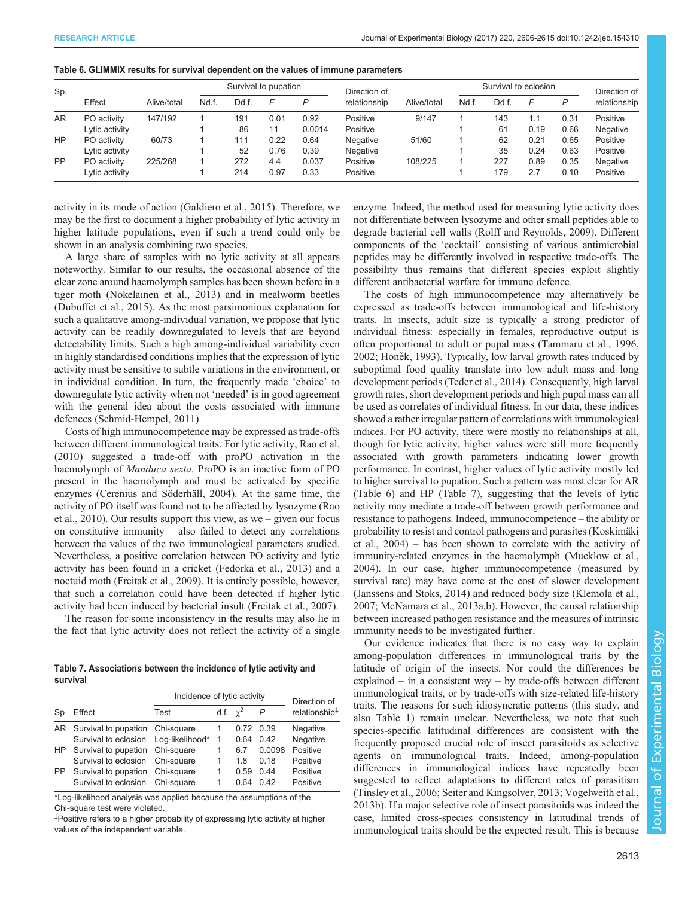**Table 6. GLIMMIX results for survival dependent on the values of immune parameters**

| Sp. | Effect | Alive/total | Survival to pupation | | | | Direction of relationship | Alive/total | Survival to eclosion | | | | Direction of relationship |
|---|---|---|---|---|---|---|---|---|---|---|---|---|---|
| | | | Nd.f. | Dd.f. | *F* | *P* | | | Nd.f. | Dd.f. | *F* | *P* | |
| AR | PO activity | 147/192 | 1 | 191 | 0.01 | 0.92 | Positive | 9/147 | 1 | 143 | 1.1 | 0.31 | Positive |
| | Lytic activity | | 1 | 86 | 11 | 0.0014 | Positive | | 1 | 61 | 0.19 | 0.66 | Negative |
| HP | PO activity | 60/73 | 1 | 111 | 0.22 | 0.64 | Negative | 51/60 | 1 | 62 | 0.21 | 0.65 | Positive |
| | Lytic activity | | 1 | 52 | 0.76 | 0.39 | Negative | | 1 | 35 | 0.24 | 0.63 | Positive |
| PP | PO activity | 225/268 | 1 | 272 | 4.4 | 0.037 | Positive | 108/225 | 1 | 227 | 0.89 | 0.35 | Negative |
| | Lytic activity | | 1 | 214 | 0.97 | 0.33 | Positive | | 1 | 179 | 2.7 | 0.10 | Positive |

activity in its mode of action (Galdiero et al., 2015). Therefore, we may be the first to document a higher probability of lytic activity in higher latitude populations, even if such a trend could only be shown in an analysis combining two species.

A large share of samples with no lytic activity at all appears noteworthy. Similar to our results, the occasional absence of the clear zone around haemolymph samples has been shown before in a tiger moth (Nokelainen et al., 2013) and in mealworm beetles (Dubuffet et al., 2015). As the most parsimonious explanation for such a qualitative among-individual variation, we propose that lytic activity can be readily downregulated to levels that are beyond detectability limits. Such a high among-individual variability even in highly standardised conditions implies that the expression of lytic activity must be sensitive to subtle variations in the environment, or in individual condition. In turn, the frequently made 'choice' to downregulate lytic activity when not 'needed' is in good agreement with the general idea about the costs associated with immune defences (Schmid-Hempel, 2011).

Costs of high immunocompetence may be expressed as trade-offs between different immunological traits. For lytic activity, Rao et al. (2010) suggested a trade-off with proPO activation in the haemolymph of *Manduca sexta*. ProPO is an inactive form of PO present in the haemolymph and must be activated by specific enzymes (Cerenius and Söderhäll, 2004). At the same time, the activity of PO itself was found not to be affected by lysozyme (Rao et al., 2010). Our results support this view, as we – given our focus on constitutive immunity – also failed to detect any correlations between the values of the two immunological parameters studied. Nevertheless, a positive correlation between PO activity and lytic activity has been found in a cricket (Fedorka et al., 2013) and a noctuid moth (Freitak et al., 2009). It is entirely possible, however, that such a correlation could have been detected if higher lytic activity had been induced by bacterial insult (Freitak et al., 2007).

The reason for some inconsistency in the results may also lie in the fact that lytic activity does not reflect the activity of a single enzyme. Indeed, the method used for measuring lytic activity does not differentiate between lysozyme and other small peptides able to degrade bacterial cell walls (Rolff and Reynolds, 2009). Different components of the 'cocktail' consisting of various antimicrobial peptides may be differently involved in respective trade-offs. The possibility thus remains that different species exploit slightly different antibacterial warfare for immune defence.

The costs of high immunocompetence may alternatively be expressed as trade-offs between immunological and life-history traits. In insects, adult size is typically a strong predictor of individual fitness: especially in females, reproductive output is often proportional to adult or pupal mass (Tammaru et al., 1996, 2002; Honěk, 1993). Typically, low larval growth rates induced by suboptimal food quality translate into low adult mass and long development periods (Teder et al., 2014). Consequently, high larval growth rates, short development periods and high pupal mass can all be used as correlates of individual fitness. In our data, these indices showed a rather irregular pattern of correlations with immunological indices. For PO activity, there were mostly no relationships at all, though for lytic activity, higher values were still more frequently associated with growth parameters indicating lower growth performance. In contrast, higher values of lytic activity mostly led to higher survival to pupation. Such a pattern was most clear for AR (Table 6) and HP (Table 7), suggesting that the levels of lytic activity may mediate a trade-off between growth performance and resistance to pathogens. Indeed, immunocompetence – the ability or probability to resist and control pathogens and parasites (Koskimäki et al., 2004) – has been shown to correlate with the activity of immunity-related enzymes in the haemolymph (Mucklow et al., 2004). In our case, higher immunocompetence (measured by survival rate) may have come at the cost of slower development (Janssens and Stoks, 2014) and reduced body size (Klemola et al., 2007; McNamara et al., 2013a,b). However, the causal relationship between increased pathogen resistance and the measures of intrinsic immunity needs to be investigated further.

Our evidence indicates that there is no easy way to explain among-population differences in immunological traits by the latitude of origin of the insects. Nor could the differences be explained – in a consistent way – by trade-offs between different immunological traits, or by trade-offs with size-related life-history traits. The reasons for such idiosyncratic patterns (this study, and also Table 1) remain unclear. Nevertheless, we note that such species-specific latitudinal differences are consistent with the frequently proposed crucial role of insect parasitoids as selective agents on immunological traits. Indeed, among-population differences in immunological indices have repeatedly been suggested to reflect adaptations to different rates of parasitism (Tinsley et al., 2006; Seiter and Kingsolver, 2013; Vogelweith et al., 2013b). If a major selective role of insect parasitoids was indeed the case, limited cross-species consistency in latitudinal trends of immunological traits should be the expected result. This is because

**Table 7. Associations between the incidence of lytic activity and survival**

| Sp | Effect | Incidence of lytic activity | | | | Direction of relationship[‡] |
|---|---|---|---|---|---|---|
| | | Test | d.f. | $\chi^2$ | *P* | |
| AR | Survival to pupation | Chi-square | 1 | 0.72 | 0.39 | Negative |
| | Survival to eclosion | Log-likelihood* | 1 | 0.64 | 0.42 | Negative |
| HP | Survival to pupation | Chi-square | 1 | 6.7 | 0.0098 | Positive |
| | Survival to eclosion | Chi-square | 1 | 1.8 | 0.18 | Positive |
| PP | Survival to pupation | Chi-square | 1 | 0.59 | 0.44 | Positive |
| | Survival to eclosion | Chi-square | 1 | 0.64 | 0.42 | Positive |

*Log-likelihood analysis was applied because the assumptions of the Chi-square test were violated.

[‡]Positive refers to a higher probability of expressing lytic activity at higher values of the independent variable.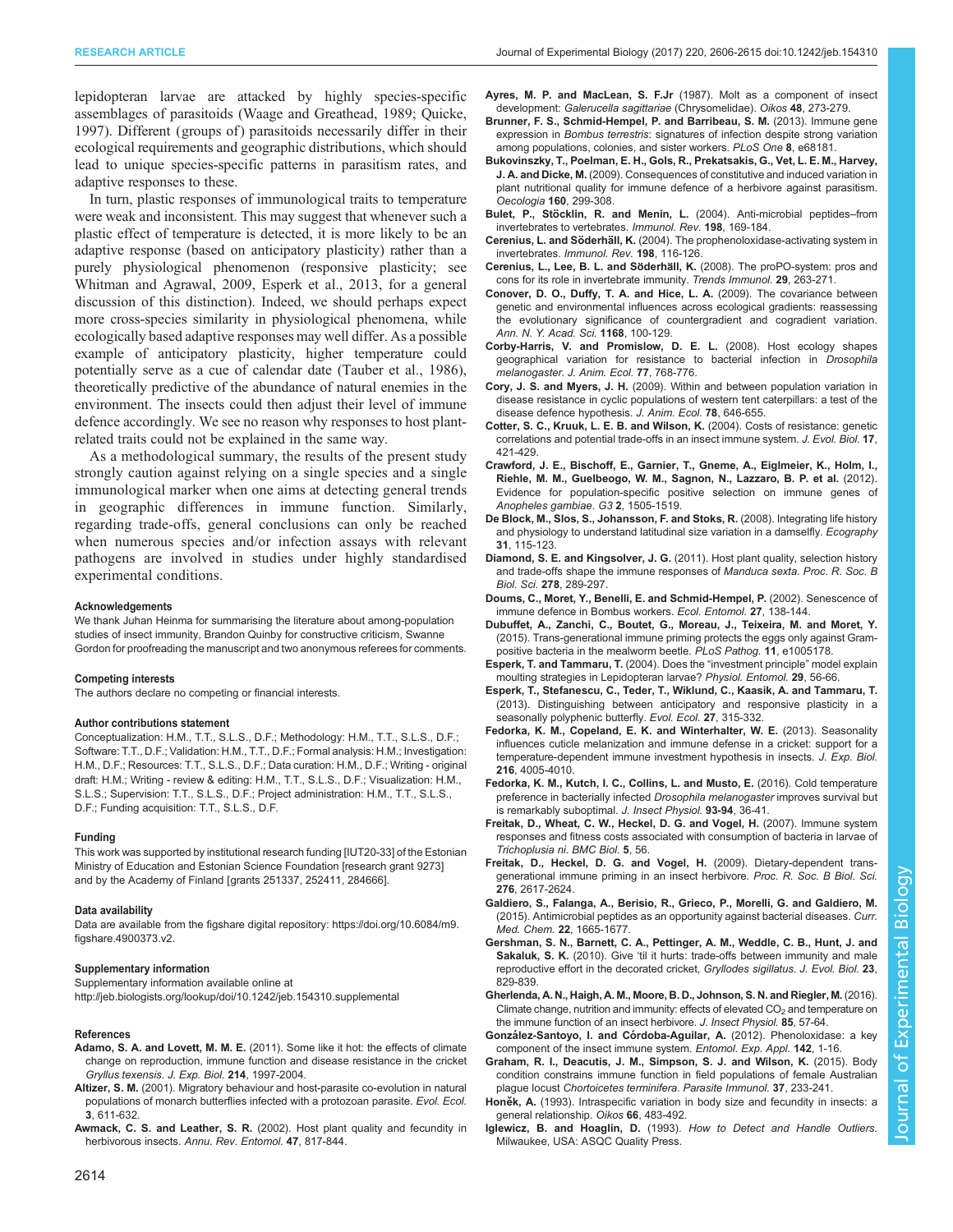lepidopteran larvae are attacked by highly species-specific assemblages of parasitoids (Waage and Greathead, 1989; Quicke, 1997). Different (groups of) parasitoids necessarily differ in their ecological requirements and geographic distributions, which should lead to unique species-specific patterns in parasitism rates, and adaptive responses to these.

In turn, plastic responses of immunological traits to temperature were weak and inconsistent. This may suggest that whenever such a plastic effect of temperature is detected, it is more likely to be an adaptive response (based on anticipatory plasticity) rather than a purely physiological phenomenon (responsive plasticity; see Whitman and Agrawal, 2009, Esperk et al., 2013, for a general discussion of this distinction). Indeed, we should perhaps expect more cross-species similarity in physiological phenomena, while ecologically based adaptive responses may well differ. As a possible example of anticipatory plasticity, higher temperature could potentially serve as a cue of calendar date (Tauber et al., 1986), theoretically predictive of the abundance of natural enemies in the environment. The insects could then adjust their level of immune defence accordingly. We see no reason why responses to host plant-related traits could not be explained in the same way.

As a methodological summary, the results of the present study strongly caution against relying on a single species and a single immunological marker when one aims at detecting general trends in geographic differences in immune function. Similarly, regarding trade-offs, general conclusions can only be reached when numerous species and/or infection assays with relevant pathogens are involved in studies under highly standardised experimental conditions.

#### Acknowledgements

We thank Juhan Heinma for summarising the literature about among-population studies of insect immunity, Brandon Quinby for constructive criticism, Swanne Gordon for proofreading the manuscript and two anonymous referees for comments.

#### Competing interests

The authors declare no competing or financial interests.

#### Author contributions statement

Conceptualization: H.M., T.T., S.L.S., D.F.; Methodology: H.M., T.T., S.L.S., D.F.; Software: T.T., D.F.; Validation: H.M., T.T., D.F.; Formal analysis: H.M.; Investigation: H.M., D.F.; Resources: T.T., S.L.S., D.F.; Data curation: H.M., D.F.; Writing - original draft: H.M.; Writing - review & editing: H.M., T.T., S.L.S., D.F.; Visualization: H.M., S.L.S.; Supervision: T.T., S.L.S., D.F.; Project administration: H.M., T.T., S.L.S., D.F.; Funding acquisition: T.T., S.L.S., D.F.

#### Funding

This work was supported by institutional research funding [IUT20-33] of the Estonian Ministry of Education and Estonian Science Foundation [research grant 9273] and by the Academy of Finland [grants 251337, 252411, 284666].

#### Data availability

Data are available from the figshare digital repository: https://doi.org/10.6084/m9.figshare.4900373.v2.

#### Supplementary information

Supplementary information available online at http://jeb.biologists.org/lookup/doi/10.1242/jeb.154310.supplemental

#### References

**Adamo, S. A. and Lovett, M. M. E.** (2011). Some like it hot: the effects of climate change on reproduction, immune function and disease resistance in the cricket *Gryllus texensis*. *J. Exp. Biol.* **214**, 1997-2004.

**Altizer, S. M.** (2001). Migratory behaviour and host-parasite co-evolution in natural populations of monarch butterflies infected with a protozoan parasite. *Evol. Ecol.* **3**, 611-632.

**Awmack, C. S. and Leather, S. R.** (2002). Host plant quality and fecundity in herbivorous insects. *Annu. Rev. Entomol.* **47**, 817-844.

**Ayres, M. P. and MacLean, S. F.Jr** (1987). Molt as a component of insect development: *Galerucella sagittariae* (Chrysomelidae). *Oikos* **48**, 273-279.

**Brunner, F. S., Schmid-Hempel, P. and Barribeau, S. M.** (2013). Immune gene expression in *Bombus terrestris*: signatures of infection despite strong variation among populations, colonies, and sister workers. *PLoS One* **8**, e68181.

**Bukovinszky, T., Poelman, E. H., Gols, R., Prekatsakis, G., Vet, L. E. M., Harvey, J. A. and Dicke, M.** (2009). Consequences of constitutive and induced variation in plant nutritional quality for immune defence of a herbivore against parasitism. *Oecologia* **160**, 299-308.

**Bulet, P., Stöcklin, R. and Menin, L.** (2004). Anti-microbial peptides–from invertebrates to vertebrates. *Immunol. Rev.* **198**, 169-184.

**Cerenius, L. and Söderhäll, K.** (2004). The prophenoloxidase-activating system in invertebrates. *Immunol. Rev.* **198**, 116-126.

**Cerenius, L., Lee, B. L. and Söderhäll, K.** (2008). The proPO-system: pros and cons for its role in invertebrate immunity. *Trends Immunol.* **29**, 263-271.

**Conover, D. O., Duffy, T. A. and Hice, L. A.** (2009). The covariance between genetic and environmental influences across ecological gradients: reassessing the evolutionary significance of countergradient and cogradient variation. *Ann. N. Y. Acad. Sci.* **1168**, 100-129.

**Corby-Harris, V. and Promislow, D. E. L.** (2008). Host ecology shapes geographical variation for resistance to bacterial infection in *Drosophila melanogaster*. *J. Anim. Ecol.* **77**, 768-776.

**Cory, J. S. and Myers, J. H.** (2009). Within and between population variation in disease resistance in cyclic populations of western tent caterpillars: a test of the disease defence hypothesis. *J. Anim. Ecol.* **78**, 646-655.

**Cotter, S. C., Kruuk, L. E. B. and Wilson, K.** (2004). Costs of resistance: genetic correlations and potential trade-offs in an insect immune system. *J. Evol. Biol.* **17**, 421-429.

**Crawford, J. E., Bischoff, E., Garnier, T., Gneme, A., Eiglmeier, K., Holm, I., Riehle, M. M., Guelbeogo, W. M., Sagnon, N., Lazzaro, B. P. et al.** (2012). Evidence for population-specific positive selection on immune genes of *Anopheles gambiae*. *G3* **2**, 1505-1519.

**De Block, M., Slos, S., Johansson, F. and Stoks, R.** (2008). Integrating life history and physiology to understand latitudinal size variation in a damselfly. *Ecography* **31**, 115-123.

**Diamond, S. E. and Kingsolver, J. G.** (2011). Host plant quality, selection history and trade-offs shape the immune responses of *Manduca sexta*. *Proc. R. Soc. B Biol. Sci.* **278**, 289-297.

**Doums, C., Moret, Y., Benelli, E. and Schmid-Hempel, P.** (2002). Senescence of immune defence in Bombus workers. *Ecol. Entomol.* **27**, 138-144.

**Dubuffet, A., Zanchi, C., Boutet, G., Moreau, J., Teixeira, M. and Moret, Y.** (2015). Trans-generational immune priming protects the eggs only against Gram-positive bacteria in the mealworm beetle. *PLoS Pathog.* **11**, e1005178.

**Esperk, T. and Tammaru, T.** (2004). Does the "investment principle" model explain moulting strategies in Lepidopteran larvae? *Physiol. Entomol.* **29**, 56-66.

**Esperk, T., Stefanescu, C., Teder, T., Wiklund, C., Kaasik, A. and Tammaru, T.** (2013). Distinguishing between anticipatory and responsive plasticity in a seasonally polyphenic butterfly. *Evol. Ecol.* **27**, 315-332.

**Fedorka, K. M., Copeland, E. K. and Winterhalter, W. E.** (2013). Seasonality influences cuticle melanization and immune defense in a cricket: support for a temperature-dependent immune investment hypothesis in insects. *J. Exp. Biol.* **216**, 4005-4010.

**Fedorka, K. M., Kutch, I. C., Collins, L. and Musto, E.** (2016). Cold temperature preference in bacterially infected *Drosophila melanogaster* improves survival but is remarkably suboptimal. *J. Insect Physiol.* **93-94**, 36-41.

**Freitak, D., Wheat, C. W., Heckel, D. G. and Vogel, H.** (2007). Immune system responses and fitness costs associated with consumption of bacteria in larvae of *Trichoplusia ni*. *BMC Biol.* **5**, 56.

**Freitak, D., Heckel, D. G. and Vogel, H.** (2009). Dietary-dependent trans-generational immune priming in an insect herbivore. *Proc. R. Soc. B Biol. Sci.* **276**, 2617-2624.

**Galdiero, S., Falanga, A., Berisio, R., Grieco, P., Morelli, G. and Galdiero, M.** (2015). Antimicrobial peptides as an opportunity against bacterial diseases. *Curr. Med. Chem.* **22**, 1665-1677.

**Gershman, S. N., Barnett, C. A., Pettinger, A. M., Weddle, C. B., Hunt, J. and Sakaluk, S. K.** (2010). Give 'til it hurts: trade-offs between immunity and male reproductive effort in the decorated cricket, *Gryllodes sigillatus*. *J. Evol. Biol.* **23**, 829-839.

**Gherlenda, A. N., Haigh, A. M., Moore, B. D., Johnson, S. N. and Riegler, M.** (2016). Climate change, nutrition and immunity: effects of elevated $CO_2$ and temperature on the immune function of an insect herbivore. *J. Insect Physiol.* **85**, 57-64.

**González-Santoyo, I. and Córdoba-Aguilar, A.** (2012). Phenoloxidase: a key component of the insect immune system. *Entomol. Exp. Appl.* **142**, 1-16.

**Graham, R. I., Deacutis, J. M., Simpson, S. J. and Wilson, K.** (2015). Body condition constrains immune function in field populations of female Australian plague locust *Chortoicetes terminifera*. *Parasite Immunol.* **37**, 233-241.

**Honěk, A.** (1993). Intraspecific variation in body size and fecundity in insects: a general relationship. *Oikos* **66**, 483-492.

**Iglewicz, B. and Hoaglin, D.** (1993). *How to Detect and Handle Outliers*. Milwaukee, USA: ASQC Quality Press.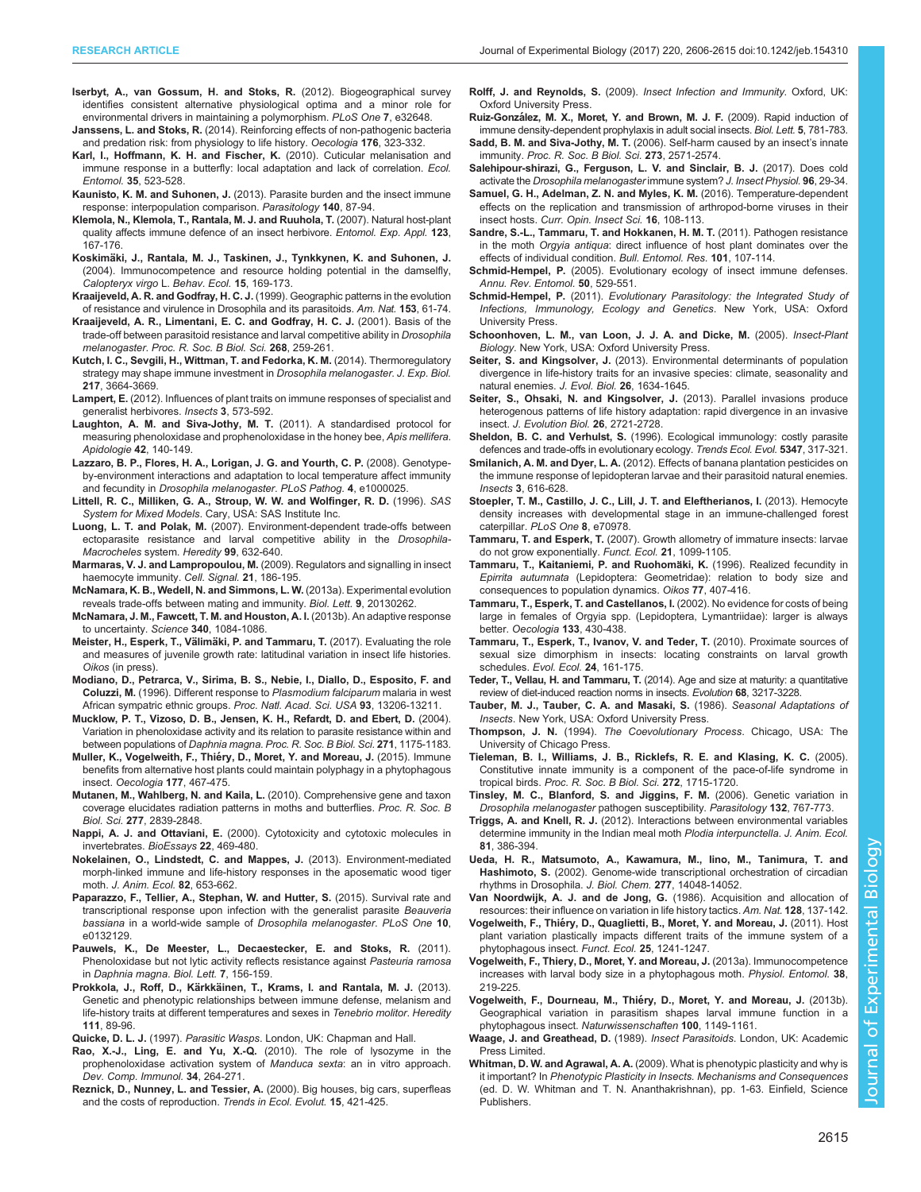**Iserbyt, A., van Gossum, H. and Stoks, R.** (2012). Biogeographical survey identifies consistent alternative physiological optima and a minor role for environmental drivers in maintaining a polymorphism. *PLoS One* **7**, e32648.

**Janssens, L. and Stoks, R.** (2014). Reinforcing effects of non-pathogenic bacteria and predation risk: from physiology to life history. *Oecologia* **176**, 323-332.

**Karl, I., Hoffmann, K. H. and Fischer, K.** (2010). Cuticular melanisation and immune response in a butterfly: local adaptation and lack of correlation. *Ecol. Entomol.* **35**, 523-528.

**Kaunisto, K. M. and Suhonen, J.** (2013). Parasite burden and the insect immune response: interpopulation comparison. *Parasitology* **140**, 87-94.

**Klemola, N., Klemola, T., Rantala, M. J. and Ruuhola, T.** (2007). Natural host-plant quality affects immune defence of an insect herbivore. *Entomol. Exp. Appl.* **123**, 167-176.

**Koskimäki, J., Rantala, M. J., Taskinen, J., Tynkkynen, K. and Suhonen, J.** (2004). Immunocompetence and resource holding potential in the damselfly, *Calopteryx virgo* L. *Behav. Ecol.* **15**, 169-173.

**Kraaijeveld, A. R. and Godfray, H. C. J.** (1999). Geographic patterns in the evolution of resistance and virulence in Drosophila and its parasitoids. *Am. Nat.* **153**, 61-74.

**Kraaijeveld, A. R., Limentani, E. C. and Godfray, H. C. J.** (2001). Basis of the trade-off between parasitoid resistance and larval competitive ability in *Drosophila melanogaster*. *Proc. R. Soc. B Biol. Sci.* **268**, 259-261.

**Kutch, I. C., Sevgili, H., Wittman, T. and Fedorka, K. M.** (2014). Thermoregulatory strategy may shape immune investment in *Drosophila melanogaster*. *J. Exp. Biol.* **217**, 3664-3669.

**Lampert, E.** (2012). Influences of plant traits on immune responses of specialist and generalist herbivores. *Insects* **3**, 573-592.

**Laughton, A. M. and Siva-Jothy, M. T.** (2011). A standardised protocol for measuring phenoloxidase and prophenoloxidase in the honey bee, *Apis mellifera*. *Apidologie* **42**, 140-149.

**Lazzaro, B. P., Flores, H. A., Lorigan, J. G. and Yourth, C. P.** (2008). Genotype-by-environment interactions and adaptation to local temperature affect immunity and fecundity in *Drosophila melanogaster*. *PLoS Pathog.* **4**, e1000025.

**Littell, R. C., Milliken, G. A., Stroup, W. W. and Wolfinger, R. D.** (1996). *SAS System for Mixed Models*. Cary, USA: SAS Institute Inc.

**Luong, L. T. and Polak, M.** (2007). Environment-dependent trade-offs between ectoparasite resistance and larval competitive ability in the *Drosophila*-*Macrocheles* system. *Heredity* **99**, 632-640.

**Marmaras, V. J. and Lampropoulou, M.** (2009). Regulators and signalling in insect haemocyte immunity. *Cell. Signal.* **21**, 186-195.

**McNamara, K. B., Wedell, N. and Simmons, L. W.** (2013a). Experimental evolution reveals trade-offs between mating and immunity. *Biol. Lett.* **9**, 20130262.

**McNamara, J. M., Fawcett, T. M. and Houston, A. I.** (2013b). An adaptive response to uncertainty. *Science* **340**, 1084-1086.

**Meister, H., Esperk, T., Välimäki, P. and Tammaru, T.** (2017). Evaluating the role and measures of juvenile growth rate: latitudinal variation in insect life histories. *Oikos* (in press).

**Modiano, D., Petrarca, V., Sirima, B. S., Nebie, I., Diallo, D., Esposito, F. and Coluzzi, M.** (1996). Different response to *Plasmodium falciparum* malaria in west African sympatric ethnic groups. *Proc. Natl. Acad. Sci. USA* **93**, 13206-13211.

**Mucklow, P. T., Vizoso, D. B., Jensen, K. H., Refardt, D. and Ebert, D.** (2004). Variation in phenoloxidase activity and its relation to parasite resistance within and between populations of *Daphnia magna*. *Proc. R. Soc. B Biol. Sci.* **271**, 1175-1183.

**Muller, K., Vogelweith, F., Thiéry, D., Moret, Y. and Moreau, J.** (2015). Immune benefits from alternative host plants could maintain polyphagy in a phytophagous insect. *Oecologia* **177**, 467-475.

**Mutanen, M., Wahlberg, N. and Kaila, L.** (2010). Comprehensive gene and taxon coverage elucidates radiation patterns in moths and butterflies. *Proc. R. Soc. B Biol. Sci.* **277**, 2839-2848.

**Nappi, A. J. and Ottaviani, E.** (2000). Cytotoxicity and cytotoxic molecules in invertebrates. *BioEssays* **22**, 469-480.

**Nokelainen, O., Lindstedt, C. and Mappes, J.** (2013). Environment-mediated morph-linked immune and life-history responses in the aposematic wood tiger moth. *J. Anim. Ecol.* **82**, 653-662.

**Paparazzo, F., Tellier, A., Stephan, W. and Hutter, S.** (2015). Survival rate and transcriptional response upon infection with the generalist parasite *Beauveria bassiana* in a world-wide sample of *Drosophila melanogaster*. *PLoS One* **10**, e0132129.

**Pauwels, K., De Meester, L., Decaestecker, E. and Stoks, R.** (2011). Phenoloxidase but not lytic activity reflects resistance against *Pasteuria ramosa* in *Daphnia magna*. *Biol. Lett.* **7**, 156-159.

**Prokkola, J., Roff, D., Kärkkäinen, T., Krams, I. and Rantala, M. J.** (2013). Genetic and phenotypic relationships between immune defense, melanism and life-history traits at different temperatures and sexes in *Tenebrio molitor*. *Heredity* **111**, 89-96.

**Quicke, D. L. J.** (1997). *Parasitic Wasps*. London, UK: Chapman and Hall.

**Rao, X.-J., Ling, E. and Yu, X.-Q.** (2010). The role of lysozyme in the prophenoloxidase activation system of *Manduca sexta*: an in vitro approach. *Dev. Comp. Immunol.* **34**, 264-271.

**Reznick, D., Nunney, L. and Tessier, A.** (2000). Big houses, big cars, superfleas and the costs of reproduction. *Trends in Ecol. Evolut.* **15**, 421-425.

**Rolff, J. and Reynolds, S.** (2009). *Insect Infection and Immunity*. Oxford, UK: Oxford University Press.

**Ruiz-González, M. X., Moret, Y. and Brown, M. J. F.** (2009). Rapid induction of immune density-dependent prophylaxis in adult social insects. *Biol. Lett.* **5**, 781-783.

**Sadd, B. M. and Siva-Jothy, M. T.** (2006). Self-harm caused by an insect's innate immunity. *Proc. R. Soc. B Biol. Sci.* **273**, 2571-2574.

**Salehipour-shirazi, G., Ferguson, L. V. and Sinclair, B. J.** (2017). Does cold activate the *Drosophila melanogaster* immune system? *J. Insect Physiol.* **96**, 29-34.

**Samuel, G. H., Adelman, Z. N. and Myles, K. M.** (2016). Temperature-dependent effects on the replication and transmission of arthropod-borne viruses in their insect hosts. *Curr. Opin. Insect Sci.* **16**, 108-113.

**Sandre, S.-L., Tammaru, T. and Hokkanen, H. M. T.** (2011). Pathogen resistance in the moth *Orgyia antiqua*: direct influence of host plant dominates over the effects of individual condition. *Bull. Entomol. Res.* **101**, 107-114.

**Schmid-Hempel, P.** (2005). Evolutionary ecology of insect immune defenses. *Annu. Rev. Entomol.* **50**, 529-551.

**Schmid-Hempel, P.** (2011). *Evolutionary Parasitology: the Integrated Study of Infections, Immunology, Ecology and Genetics*. New York, USA: Oxford University Press.

**Schoonhoven, L. M., van Loon, J. J. A. and Dicke, M.** (2005). *Insect-Plant Biology*. New York, USA: Oxford University Press.

**Seiter, S. and Kingsolver, J.** (2013). Environmental determinants of population divergence in life-history traits for an invasive species: climate, seasonality and natural enemies. *J. Evol. Biol.* **26**, 1634-1645.

**Seiter, S., Ohsaki, N. and Kingsolver, J.** (2013). Parallel invasions produce heterogenous patterns of life history adaptation: rapid divergence in an invasive insect. *J. Evolution Biol.* **26**, 2721-2728.

**Sheldon, B. C. and Verhulst, S.** (1996). Ecological immunology: costly parasite defences and trade-offs in evolutionary ecology. *Trends Ecol. Evol.* **5347**, 317-321.

**Smilanich, A. M. and Dyer, L. A.** (2012). Effects of banana plantation pesticides on the immune response of lepidopteran larvae and their parasitoid natural enemies. *Insects* **3**, 616-628.

**Stoepler, T. M., Castillo, J. C., Lill, J. T. and Eleftherianos, I.** (2013). Hemocyte density increases with developmental stage in an immune-challenged forest caterpillar. *PLoS One* **8**, e70978.

**Tammaru, T. and Esperk, T.** (2007). Growth allometry of immature insects: larvae do not grow exponentially. *Funct. Ecol.* **21**, 1099-1105.

**Tammaru, T., Kaitaniemi, P. and Ruohomäki, K.** (1996). Realized fecundity in *Epirrita autumnata* (Lepidoptera: Geometridae): relation to body size and consequences to population dynamics. *Oikos* **77**, 407-416.

**Tammaru, T., Esperk, T. and Castellanos, I.** (2002). No evidence for costs of being large in females of Orgyia spp. (Lepidoptera, Lymantriidae): larger is always better. *Oecologia* **133**, 430-438.

**Tammaru, T., Esperk, T., Ivanov, V. and Teder, T.** (2010). Proximate sources of sexual size dimorphism in insects: locating constraints on larval growth schedules. *Evol. Ecol.* **24**, 161-175.

**Teder, T., Vellau, H. and Tammaru, T.** (2014). Age and size at maturity: a quantitative review of diet-induced reaction norms in insects. *Evolution* **68**, 3217-3228.

**Tauber, M. J., Tauber, C. A. and Masaki, S.** (1986). *Seasonal Adaptations of Insects*. New York, USA: Oxford University Press.

**Thompson, J. N.** (1994). *The Coevolutionary Process*. Chicago, USA: The University of Chicago Press.

**Tieleman, B. I., Williams, J. B., Ricklefs, R. E. and Klasing, K. C.** (2005). Constitutive innate immunity is a component of the pace-of-life syndrome in tropical birds. *Proc. R. Soc. B Biol. Sci.* **272**, 1715-1720.

**Tinsley, M. C., Blanford, S. and Jiggins, F. M.** (2006). Genetic variation in *Drosophila melanogaster* pathogen susceptibility. *Parasitology* **132**, 767-773.

**Triggs, A. and Knell, R. J.** (2012). Interactions between environmental variables determine immunity in the Indian meal moth *Plodia interpunctella*. *J. Anim. Ecol.* **81**, 386-394.

**Ueda, H. R., Matsumoto, A., Kawamura, M., Iino, M., Tanimura, T. and Hashimoto, S.** (2002). Genome-wide transcriptional orchestration of circadian rhythms in Drosophila. *J. Biol. Chem.* **277**, 14048-14052.

**Van Noordwijk, A. J. and de Jong, G.** (1986). Acquisition and allocation of resources: their influence on variation in life history tactics. *Am. Nat.* **128**, 137-142.

**Vogelweith, F., Thiéry, D., Quaglietti, B., Moret, Y. and Moreau, J.** (2011). Host plant variation plastically impacts different traits of the immune system of a phytophagous insect. *Funct. Ecol.* **25**, 1241-1247.

**Vogelweith, F., Thiery, D., Moret, Y. and Moreau, J.** (2013a). Immunocompetence increases with larval body size in a phytophagous moth. *Physiol. Entomol.* **38**, 219-225.

**Vogelweith, F., Dourneau, M., Thiéry, D., Moret, Y. and Moreau, J.** (2013b). Geographical variation in parasitism shapes larval immune function in a phytophagous insect. *Naturwissenschaften* **100**, 1149-1161.

**Waage, J. and Greathead, D.** (1989). *Insect Parasitoids*. London, UK: Academic Press Limited.

**Whitman, D. W. and Agrawal, A. A.** (2009). What is phenotypic plasticity and why is it important? In *Phenotypic Plasticity in Insects. Mechanisms and Consequences* (ed. D. W. Whitman and T. N. Ananthakrishnan), pp. 1-63. Einfield, Science Publishers.